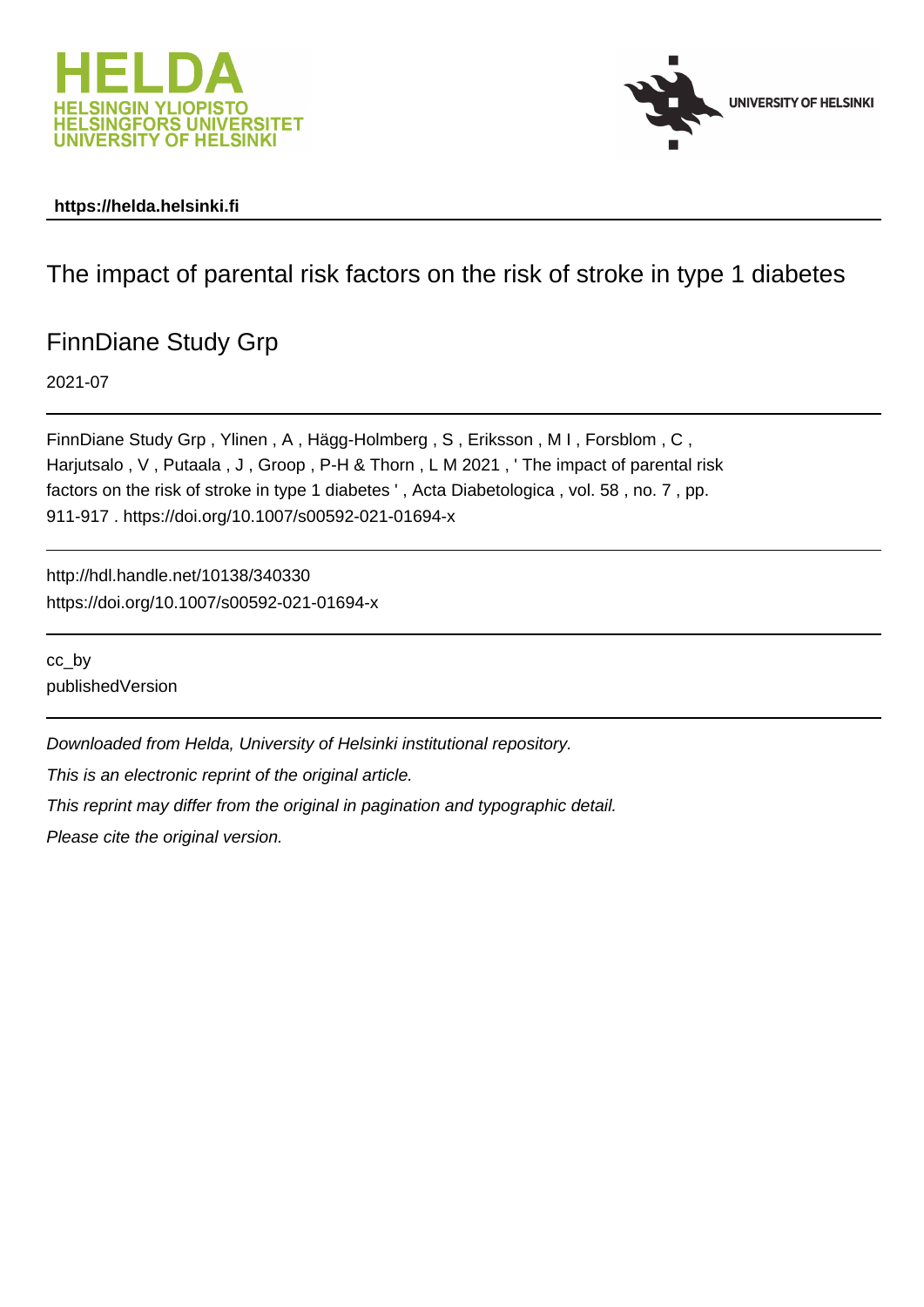https://helda.helsinki.fi

# The impact of parental risk factors on the risk of stroke in type 1 diabetes

## FinnDiane Study Grp

2021-07

FinnDiane Study Grp , Ylinen , A , Hägg-Holmberg , S , Eriksson , M I , Forsblom , C , Harjutsalo , V , Putaala , J , Groop , P-H & Thorn , L M 2021 , ' The impact of parental risk factors on the risk of stroke in type 1 diabetes ' , Acta Diabetologica , vol. 58 , no. 7 , pp. 911-917 . https://doi.org/10.1007/s00592-021-01694-x

http://hdl.handle.net/10138/340330
https://doi.org/10.1007/s00592-021-01694-x

cc_by
publishedVersion

*Downloaded from Helda, University of Helsinki institutional repository.*

*This is an electronic reprint of the original article.*

*This reprint may differ from the original in pagination and typographic detail.*

*Please cite the original version.*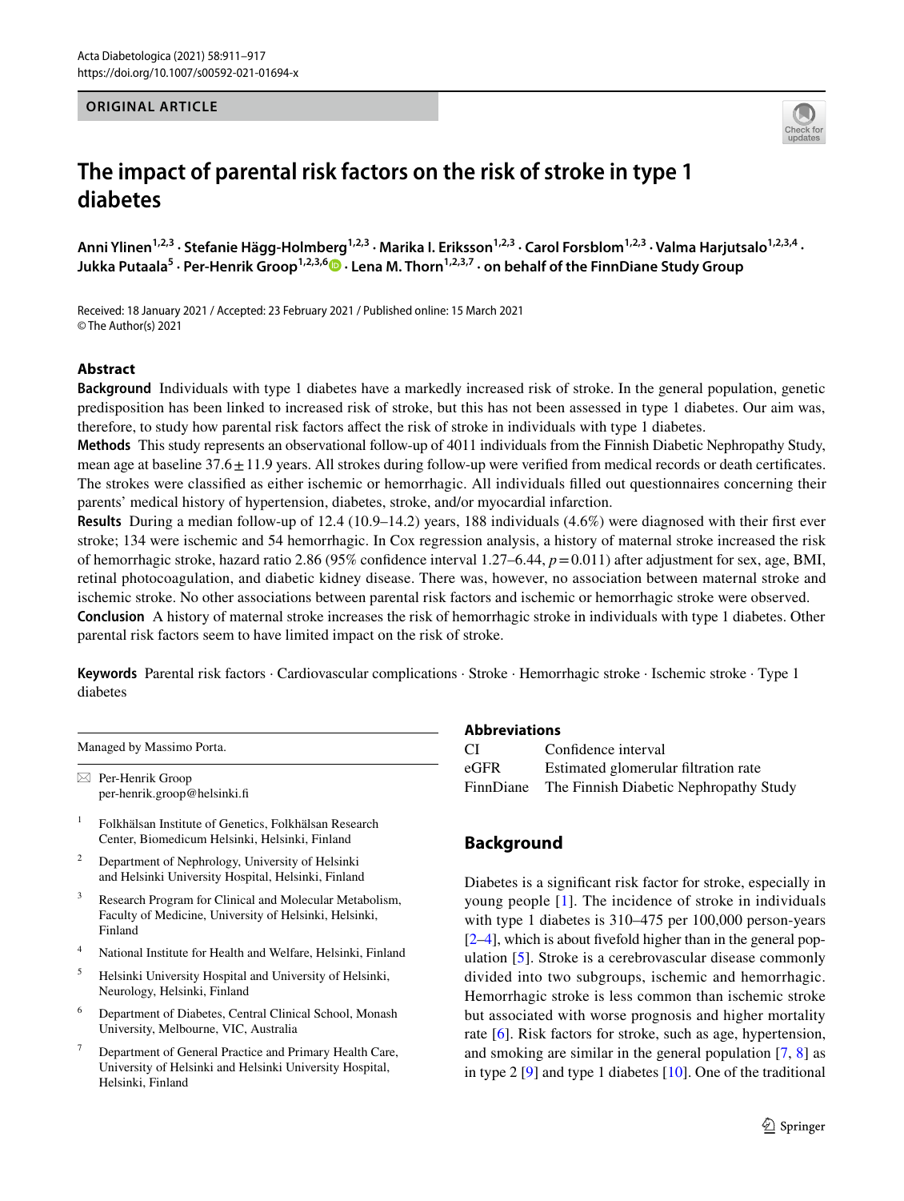# The impact of parental risk factors on the risk of stroke in type 1 diabetes

**Anni Ylinen[1,2,3] · Stefanie Hägg‑Holmberg[1,2,3] · Marika I. Eriksson[1,2,3] · Carol Forsblom[1,2,3] · Valma Harjutsalo[1,2,3,4] · Jukka Putaala[5] · Per‑Henrik Groop[1,2,3,6] · Lena M. Thorn[1,2,3,7] · on behalf of the FinnDiane Study Group**

Received: 18 January 2021 / Accepted: 23 February 2021 / Published online: 15 March 2021
© The Author(s) 2021

## Abstract

**Background** Individuals with type 1 diabetes have a markedly increased risk of stroke. In the general population, genetic predisposition has been linked to increased risk of stroke, but this has not been assessed in type 1 diabetes. Our aim was, therefore, to study how parental risk factors affect the risk of stroke in individuals with type 1 diabetes.

**Methods** This study represents an observational follow-up of 4011 individuals from the Finnish Diabetic Nephropathy Study, mean age at baseline 37.6 ± 11.9 years. All strokes during follow-up were verified from medical records or death certificates. The strokes were classified as either ischemic or hemorrhagic. All individuals filled out questionnaires concerning their parents' medical history of hypertension, diabetes, stroke, and/or myocardial infarction.

**Results** During a median follow-up of 12.4 (10.9–14.2) years, 188 individuals (4.6%) were diagnosed with their first ever stroke; 134 were ischemic and 54 hemorrhagic. In Cox regression analysis, a history of maternal stroke increased the risk of hemorrhagic stroke, hazard ratio 2.86 (95% confidence interval 1.27–6.44, $p = 0.011$) after adjustment for sex, age, BMI, retinal photocoagulation, and diabetic kidney disease. There was, however, no association between maternal stroke and ischemic stroke. No other associations between parental risk factors and ischemic or hemorrhagic stroke were observed.

**Conclusion** A history of maternal stroke increases the risk of hemorrhagic stroke in individuals with type 1 diabetes. Other parental risk factors seem to have limited impact on the risk of stroke.

**Keywords** Parental risk factors · Cardiovascular complications · Stroke · Hemorrhagic stroke · Ischemic stroke · Type 1 diabetes

Managed by Massimo Porta.

✉ Per-Henrik Groop
per-henrik.groop@helsinki.fi

1 Folkhälsan Institute of Genetics, Folkhälsan Research Center, Biomedicum Helsinki, Helsinki, Finland

2 Department of Nephrology, University of Helsinki and Helsinki University Hospital, Helsinki, Finland

3 Research Program for Clinical and Molecular Metabolism, Faculty of Medicine, University of Helsinki, Helsinki, Finland

4 National Institute for Health and Welfare, Helsinki, Finland

5 Helsinki University Hospital and University of Helsinki, Neurology, Helsinki, Finland

6 Department of Diabetes, Central Clinical School, Monash University, Melbourne, VIC, Australia

7 Department of General Practice and Primary Health Care, University of Helsinki and Helsinki University Hospital, Helsinki, Finland

### Abbreviations

| | |
|---|---|
| CI | Confidence interval |
| eGFR | Estimated glomerular filtration rate |
| FinnDiane | The Finnish Diabetic Nephropathy Study |

## Background

Diabetes is a significant risk factor for stroke, especially in young people [1]. The incidence of stroke in individuals with type 1 diabetes is 310–475 per 100,000 person-years [2–4], which is about fivefold higher than in the general population [5]. Stroke is a cerebrovascular disease commonly divided into two subgroups, ischemic and hemorrhagic. Hemorrhagic stroke is less common than ischemic stroke but associated with worse prognosis and higher mortality rate [6]. Risk factors for stroke, such as age, hypertension, and smoking are similar in the general population [7, 8] as in type 2 [9] and type 1 diabetes [10]. One of the traditional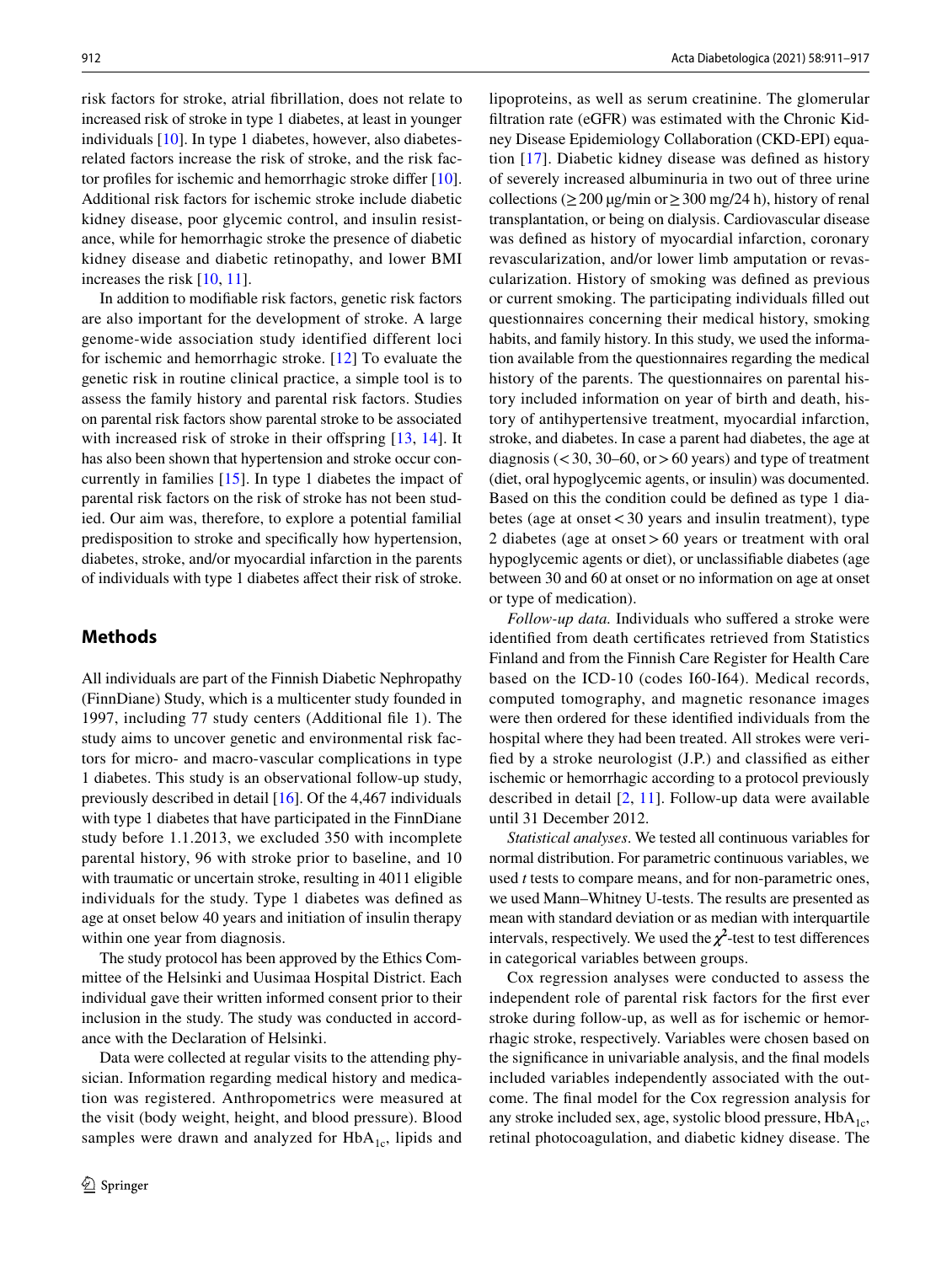risk factors for stroke, atrial fibrillation, does not relate to increased risk of stroke in type 1 diabetes, at least in younger individuals [10]. In type 1 diabetes, however, also diabetes-related factors increase the risk of stroke, and the risk factor profiles for ischemic and hemorrhagic stroke differ [10]. Additional risk factors for ischemic stroke include diabetic kidney disease, poor glycemic control, and insulin resistance, while for hemorrhagic stroke the presence of diabetic kidney disease and diabetic retinopathy, and lower BMI increases the risk [10, 11].

In addition to modifiable risk factors, genetic risk factors are also important for the development of stroke. A large genome-wide association study identified different loci for ischemic and hemorrhagic stroke. [12] To evaluate the genetic risk in routine clinical practice, a simple tool is to assess the family history and parental risk factors. Studies on parental risk factors show parental stroke to be associated with increased risk of stroke in their offspring [13, 14]. It has also been shown that hypertension and stroke occur concurrently in families [15]. In type 1 diabetes the impact of parental risk factors on the risk of stroke has not been studied. Our aim was, therefore, to explore a potential familial predisposition to stroke and specifically how hypertension, diabetes, stroke, and/or myocardial infarction in the parents of individuals with type 1 diabetes affect their risk of stroke.

## Methods

All individuals are part of the Finnish Diabetic Nephropathy (FinnDiane) Study, which is a multicenter study founded in 1997, including 77 study centers (Additional file 1). The study aims to uncover genetic and environmental risk factors for micro- and macro-vascular complications in type 1 diabetes. This study is an observational follow-up study, previously described in detail [16]. Of the 4,467 individuals with type 1 diabetes that have participated in the FinnDiane study before 1.1.2013, we excluded 350 with incomplete parental history, 96 with stroke prior to baseline, and 10 with traumatic or uncertain stroke, resulting in 4011 eligible individuals for the study. Type 1 diabetes was defined as age at onset below 40 years and initiation of insulin therapy within one year from diagnosis.

The study protocol has been approved by the Ethics Committee of the Helsinki and Uusimaa Hospital District. Each individual gave their written informed consent prior to their inclusion in the study. The study was conducted in accordance with the Declaration of Helsinki.

Data were collected at regular visits to the attending physician. Information regarding medical history and medication was registered. Anthropometrics were measured at the visit (body weight, height, and blood pressure). Blood samples were drawn and analyzed for $HbA_{1c}$, lipids and lipoproteins, as well as serum creatinine. The glomerular filtration rate (eGFR) was estimated with the Chronic Kidney Disease Epidemiology Collaboration (CKD-EPI) equation [17]. Diabetic kidney disease was defined as history of severely increased albuminuria in two out of three urine collections ($\geq 200$ µg/min or $\geq 300$ mg/24 h), history of renal transplantation, or being on dialysis. Cardiovascular disease was defined as history of myocardial infarction, coronary revascularization, and/or lower limb amputation or revascularization. History of smoking was defined as previous or current smoking. The participating individuals filled out questionnaires concerning their medical history, smoking habits, and family history. In this study, we used the information available from the questionnaires regarding the medical history of the parents. The questionnaires on parental history included information on year of birth and death, history of antihypertensive treatment, myocardial infarction, stroke, and diabetes. In case a parent had diabetes, the age at diagnosis ($<30$, 30–60, or $>60$ years) and type of treatment (diet, oral hypoglycemic agents, or insulin) was documented. Based on this the condition could be defined as type 1 diabetes (age at onset $<30$ years and insulin treatment), type 2 diabetes (age at onset $>60$ years or treatment with oral hypoglycemic agents or diet), or unclassifiable diabetes (age between 30 and 60 at onset or no information on age at onset or type of medication).

*Follow-up data.* Individuals who suffered a stroke were identified from death certificates retrieved from Statistics Finland and from the Finnish Care Register for Health Care based on the ICD-10 (codes I60-I64). Medical records, computed tomography, and magnetic resonance images were then ordered for these identified individuals from the hospital where they had been treated. All strokes were verified by a stroke neurologist (J.P.) and classified as either ischemic or hemorrhagic according to a protocol previously described in detail [2, 11]. Follow-up data were available until 31 December 2012.

*Statistical analyses*. We tested all continuous variables for normal distribution. For parametric continuous variables, we used *t* tests to compare means, and for non-parametric ones, we used Mann–Whitney U-tests. The results are presented as mean with standard deviation or as median with interquartile intervals, respectively. We used the $\chi^2$-test to test differences in categorical variables between groups.

Cox regression analyses were conducted to assess the independent role of parental risk factors for the first ever stroke during follow-up, as well as for ischemic or hemorrhagic stroke, respectively. Variables were chosen based on the significance in univariable analysis, and the final models included variables independently associated with the outcome. The final model for the Cox regression analysis for any stroke included sex, age, systolic blood pressure, $HbA_{1c}$, retinal photocoagulation, and diabetic kidney disease. The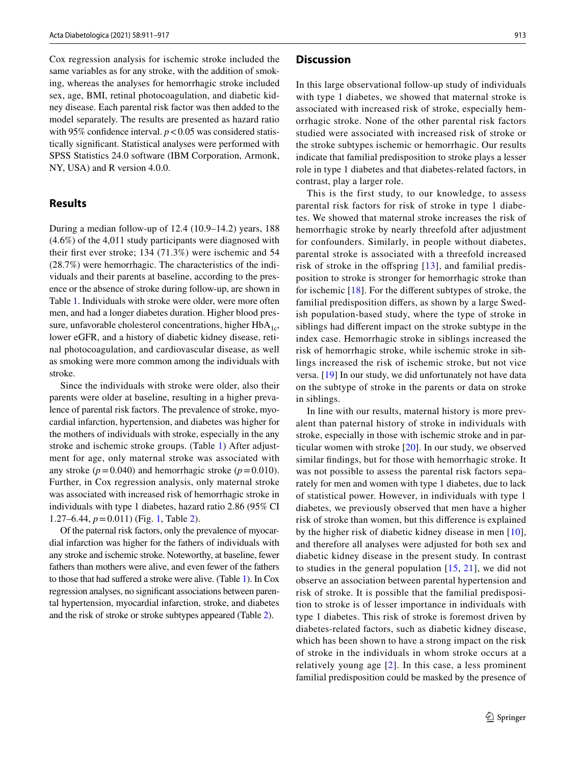Cox regression analysis for ischemic stroke included the same variables as for any stroke, with the addition of smoking, whereas the analyses for hemorrhagic stroke included sex, age, BMI, retinal photocoagulation, and diabetic kidney disease. Each parental risk factor was then added to the model separately. The results are presented as hazard ratio with 95% confidence interval. $p < 0.05$ was considered statistically significant. Statistical analyses were performed with SPSS Statistics 24.0 software (IBM Corporation, Armonk, NY, USA) and R version 4.0.0.

## Results

During a median follow-up of 12.4 (10.9–14.2) years, 188 (4.6%) of the 4,011 study participants were diagnosed with their first ever stroke; 134 (71.3%) were ischemic and 54 (28.7%) were hemorrhagic. The characteristics of the individuals and their parents at baseline, according to the presence or the absence of stroke during follow-up, are shown in Table 1. Individuals with stroke were older, were more often men, and had a longer diabetes duration. Higher blood pressure, unfavorable cholesterol concentrations, higher $HbA_{1c}$, lower eGFR, and a history of diabetic kidney disease, retinal photocoagulation, and cardiovascular disease, as well as smoking were more common among the individuals with stroke.

Since the individuals with stroke were older, also their parents were older at baseline, resulting in a higher prevalence of parental risk factors. The prevalence of stroke, myocardial infarction, hypertension, and diabetes was higher for the mothers of individuals with stroke, especially in the any stroke and ischemic stroke groups. (Table 1) After adjustment for age, only maternal stroke was associated with any stroke ($p = 0.040$) and hemorrhagic stroke ($p = 0.010$). Further, in Cox regression analysis, only maternal stroke was associated with increased risk of hemorrhagic stroke in individuals with type 1 diabetes, hazard ratio 2.86 (95% CI 1.27–6.44, $p = 0.011$) (Fig. 1, Table 2).

Of the paternal risk factors, only the prevalence of myocardial infarction was higher for the fathers of individuals with any stroke and ischemic stroke. Noteworthy, at baseline, fewer fathers than mothers were alive, and even fewer of the fathers to those that had suffered a stroke were alive. (Table 1). In Cox regression analyses, no significant associations between parental hypertension, myocardial infarction, stroke, and diabetes and the risk of stroke or stroke subtypes appeared (Table 2).

## Discussion

In this large observational follow-up study of individuals with type 1 diabetes, we showed that maternal stroke is associated with increased risk of stroke, especially hemorrhagic stroke. None of the other parental risk factors studied were associated with increased risk of stroke or the stroke subtypes ischemic or hemorrhagic. Our results indicate that familial predisposition to stroke plays a lesser role in type 1 diabetes and that diabetes-related factors, in contrast, play a larger role.

This is the first study, to our knowledge, to assess parental risk factors for risk of stroke in type 1 diabetes. We showed that maternal stroke increases the risk of hemorrhagic stroke by nearly threefold after adjustment for confounders. Similarly, in people without diabetes, parental stroke is associated with a threefold increased risk of stroke in the offspring [13], and familial predisposition to stroke is stronger for hemorrhagic stroke than for ischemic [18]. For the different subtypes of stroke, the familial predisposition differs, as shown by a large Swedish population-based study, where the type of stroke in siblings had different impact on the stroke subtype in the index case. Hemorrhagic stroke in siblings increased the risk of hemorrhagic stroke, while ischemic stroke in siblings increased the risk of ischemic stroke, but not vice versa. [19] In our study, we did unfortunately not have data on the subtype of stroke in the parents or data on stroke in siblings.

In line with our results, maternal history is more prevalent than paternal history of stroke in individuals with stroke, especially in those with ischemic stroke and in particular women with stroke [20]. In our study, we observed similar findings, but for those with hemorrhagic stroke. It was not possible to assess the parental risk factors separately for men and women with type 1 diabetes, due to lack of statistical power. However, in individuals with type 1 diabetes, we previously observed that men have a higher risk of stroke than women, but this difference is explained by the higher risk of diabetic kidney disease in men [10], and therefore all analyses were adjusted for both sex and diabetic kidney disease in the present study. In contrast to studies in the general population [15, 21], we did not observe an association between parental hypertension and risk of stroke. It is possible that the familial predisposition to stroke is of lesser importance in individuals with type 1 diabetes. This risk of stroke is foremost driven by diabetes-related factors, such as diabetic kidney disease, which has been shown to have a strong impact on the risk of stroke in the individuals in whom stroke occurs at a relatively young age [2]. In this case, a less prominent familial predisposition could be masked by the presence of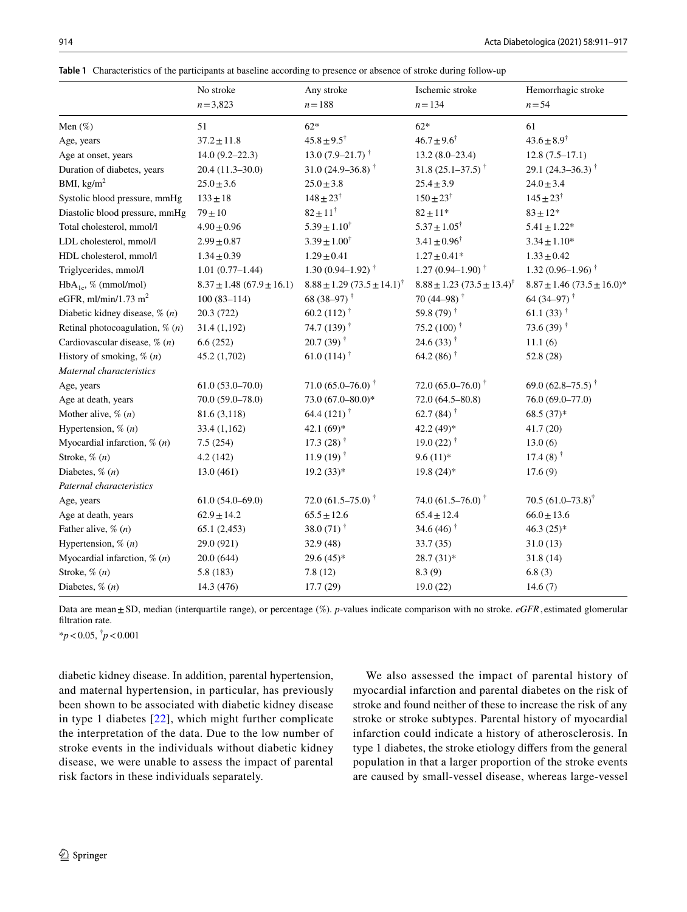**Table 1** Characteristics of the participants at baseline according to presence or absence of stroke during follow-up

| | No stroke $n = 3{,}823$ | Any stroke $n = 188$ | Ischemic stroke $n = 134$ | Hemorrhagic stroke $n = 54$ |
|---|---|---|---|---|
| Men (%) | 51 | 62* | 62* | 61 |
| Age, years | $37.2 \pm 11.8$ | $45.8 \pm 9.5^{\dagger}$ | $46.7 \pm 9.6^{\dagger}$ | $43.6 \pm 8.9^{\dagger}$ |
| Age at onset, years | 14.0 (9.2–22.3) | 13.0 (7.9–21.7) $^{\dagger}$ | 13.2 (8.0–23.4) | 12.8 (7.5–17.1) |
| Duration of diabetes, years | 20.4 (11.3–30.0) | 31.0 (24.9–36.8) $^{\dagger}$ | 31.8 (25.1–37.5) $^{\dagger}$ | 29.1 (24.3–36.3) $^{\dagger}$ |
| BMI, kg/m$^2$ | $25.0 \pm 3.6$ | $25.0 \pm 3.8$ | $25.4 \pm 3.9$ | $24.0 \pm 3.4$ |
| Systolic blood pressure, mmHg | $133 \pm 18$ | $148 \pm 23^{\dagger}$ | $150 \pm 23^{\dagger}$ | $145 \pm 23^{\dagger}$ |
| Diastolic blood pressure, mmHg | $79 \pm 10$ | $82 \pm 11^{\dagger}$ | $82 \pm 11$* | $83 \pm 12$* |
| Total cholesterol, mmol/l | $4.90 \pm 0.96$ | $5.39 \pm 1.10^{\dagger}$ | $5.37 \pm 1.05^{\dagger}$ | $5.41 \pm 1.22$* |
| LDL cholesterol, mmol/l | $2.99 \pm 0.87$ | $3.39 \pm 1.00^{\dagger}$ | $3.41 \pm 0.96^{\dagger}$ | $3.34 \pm 1.10$* |
| HDL cholesterol, mmol/l | $1.34 \pm 0.39$ | $1.29 \pm 0.41$ | $1.27 \pm 0.41$* | $1.33 \pm 0.42$ |
| Triglycerides, mmol/l | 1.01 (0.77–1.44) | 1.30 (0.94–1.92) $^{\dagger}$ | 1.27 (0.94–1.90) $^{\dagger}$ | 1.32 (0.96–1.96) $^{\dagger}$ |
| $HbA_{1c}$, % (mmol/mol) | $8.37 \pm 1.48$ ($67.9 \pm 16.1$) | $8.88 \pm 1.29$ ($73.5 \pm 14.1$)$^{\dagger}$ | $8.88 \pm 1.23$ ($73.5 \pm 13.4$)$^{\dagger}$ | $8.87 \pm 1.46$ ($73.5 \pm 16.0$)* |
| eGFR, ml/min/1.73 m$^2$ | 100 (83–114) | 68 (38–97) $^{\dagger}$ | 70 (44–98) $^{\dagger}$ | 64 (34–97) $^{\dagger}$ |
| Diabetic kidney disease, % (*n*) | 20.3 (722) | 60.2 (112) $^{\dagger}$ | 59.8 (79) $^{\dagger}$ | 61.1 (33) $^{\dagger}$ |
| Retinal photocoagulation, % (*n*) | 31.4 (1,192) | 74.7 (139) $^{\dagger}$ | 75.2 (100) $^{\dagger}$ | 73.6 (39) $^{\dagger}$ |
| Cardiovascular disease, % (*n*) | 6.6 (252) | 20.7 (39) $^{\dagger}$ | 24.6 (33) $^{\dagger}$ | 11.1 (6) |
| History of smoking, % (*n*) | 45.2 (1,702) | 61.0 (114) $^{\dagger}$ | 64.2 (86) $^{\dagger}$ | 52.8 (28) |
| *Maternal characteristics* | | | | |
| Age, years | 61.0 (53.0–70.0) | 71.0 (65.0–76.0) $^{\dagger}$ | 72.0 (65.0–76.0) $^{\dagger}$ | 69.0 (62.8–75.5) $^{\dagger}$ |
| Age at death, years | 70.0 (59.0–78.0) | 73.0 (67.0–80.0)* | 72.0 (64.5–80.8) | 76.0 (69.0–77.0) |
| Mother alive, % (*n*) | 81.6 (3,118) | 64.4 (121) $^{\dagger}$ | 62.7 (84) $^{\dagger}$ | 68.5 (37)* |
| Hypertension, % (*n*) | 33.4 (1,162) | 42.1 (69)* | 42.2 (49)* | 41.7 (20) |
| Myocardial infarction, % (*n*) | 7.5 (254) | 17.3 (28) $^{\dagger}$ | 19.0 (22) $^{\dagger}$ | 13.0 (6) |
| Stroke, % (*n*) | 4.2 (142) | 11.9 (19) $^{\dagger}$ | 9.6 (11)* | 17.4 (8) $^{\dagger}$ |
| Diabetes, % (*n*) | 13.0 (461) | 19.2 (33)* | 19.8 (24)* | 17.6 (9) |
| *Paternal characteristics* | | | | |
| Age, years | 61.0 (54.0–69.0) | 72.0 (61.5–75.0) $^{\dagger}$ | 74.0 (61.5–76.0) $^{\dagger}$ | 70.5 (61.0–73.8)$^{\dagger}$ |
| Age at death, years | $62.9 \pm 14.2$ | $65.5 \pm 12.6$ | $65.4 \pm 12.4$ | $66.0 \pm 13.6$ |
| Father alive, % (*n*) | 65.1 (2,453) | 38.0 (71) $^{\dagger}$ | 34.6 (46) $^{\dagger}$ | 46.3 (25)* |
| Hypertension, % (*n*) | 29.0 (921) | 32.9 (48) | 33.7 (35) | 31.0 (13) |
| Myocardial infarction, % (*n*) | 20.0 (644) | 29.6 (45)* | 28.7 (31)* | 31.8 (14) |
| Stroke, % (*n*) | 5.8 (183) | 7.8 (12) | 8.3 (9) | 6.8 (3) |
| Diabetes, % (*n*) | 14.3 (476) | 17.7 (29) | 19.0 (22) | 14.6 (7) |

Data are mean ± SD, median (interquartile range), or percentage (%). *p*-values indicate comparison with no stroke. *eGFR*, estimated glomerular filtration rate.

*$p < 0.05$, $^{\dagger}p < 0.001$

diabetic kidney disease. In addition, parental hypertension, and maternal hypertension, in particular, has previously been shown to be associated with diabetic kidney disease in type 1 diabetes [22], which might further complicate the interpretation of the data. Due to the low number of stroke events in the individuals without diabetic kidney disease, we were unable to assess the impact of parental risk factors in these individuals separately.

We also assessed the impact of parental history of myocardial infarction and parental diabetes on the risk of stroke and found neither of these to increase the risk of any stroke or stroke subtypes. Parental history of myocardial infarction could indicate a history of atherosclerosis. In type 1 diabetes, the stroke etiology differs from the general population in that a larger proportion of the stroke events are caused by small-vessel disease, whereas large-vessel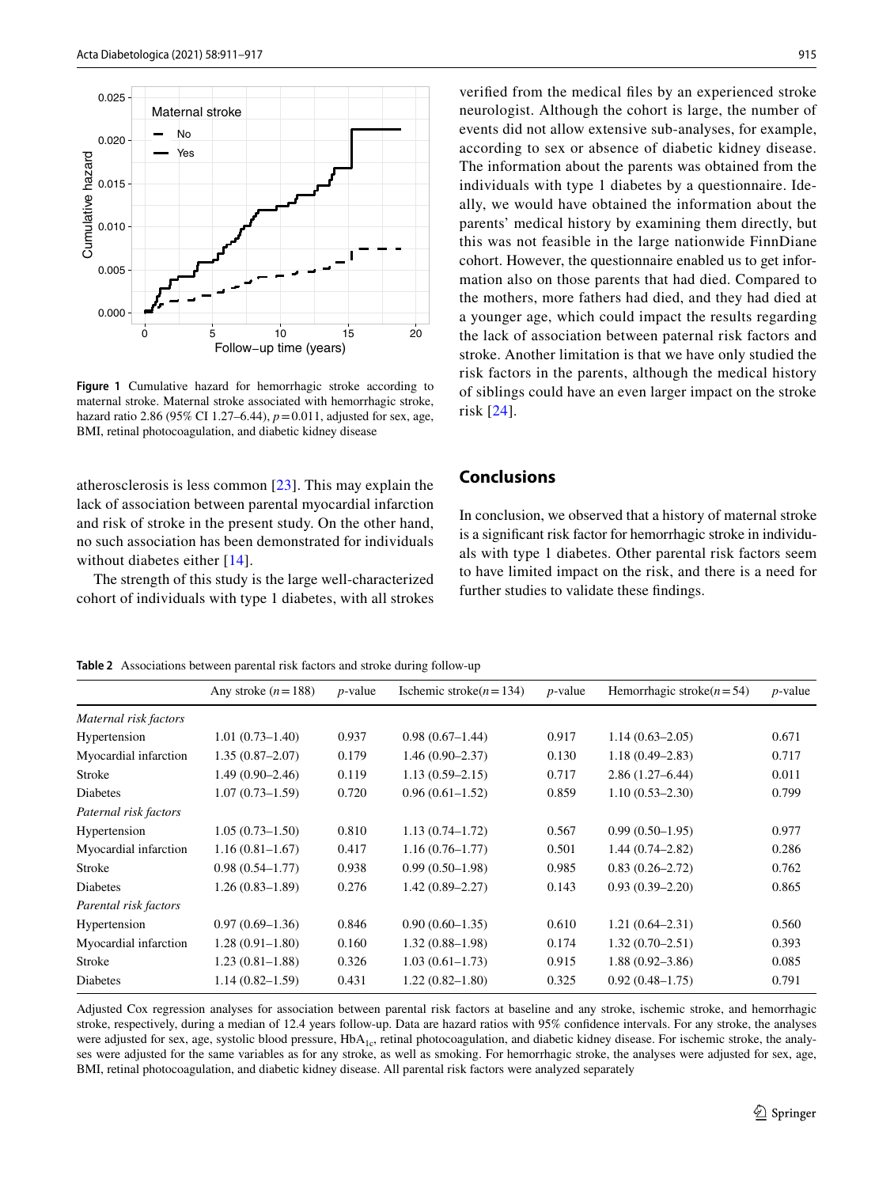**Figure 1** Cumulative hazard for hemorrhagic stroke according to maternal stroke. Maternal stroke associated with hemorrhagic stroke, hazard ratio 2.86 (95% CI 1.27–6.44), $p = 0.011$, adjusted for sex, age, BMI, retinal photocoagulation, and diabetic kidney disease

atherosclerosis is less common [23]. This may explain the lack of association between parental myocardial infarction and risk of stroke in the present study. On the other hand, no such association has been demonstrated for individuals without diabetes either [14].

The strength of this study is the large well-characterized cohort of individuals with type 1 diabetes, with all strokes verified from the medical files by an experienced stroke neurologist. Although the cohort is large, the number of events did not allow extensive sub-analyses, for example, according to sex or absence of diabetic kidney disease. The information about the parents was obtained from the individuals with type 1 diabetes by a questionnaire. Ideally, we would have obtained the information about the parents' medical history by examining them directly, but this was not feasible in the large nationwide FinnDiane cohort. However, the questionnaire enabled us to get information also on those parents that had died. Compared to the mothers, more fathers had died, and they had died at a younger age, which could impact the results regarding the lack of association between paternal risk factors and stroke. Another limitation is that we have only studied the risk factors in the parents, although the medical history of siblings could have an even larger impact on the stroke risk [24].

## Conclusions

In conclusion, we observed that a history of maternal stroke is a significant risk factor for hemorrhagic stroke in individuals with type 1 diabetes. Other parental risk factors seem to have limited impact on the risk, and there is a need for further studies to validate these findings.

**Table 2** Associations between parental risk factors and stroke during follow-up

| | Any stroke ($n = 188$) | $p$-value | Ischemic stroke($n = 134$) | $p$-value | Hemorrhagic stroke($n = 54$) | $p$-value |
|---|---|---|---|---|---|---|
| *Maternal risk factors* | | | | | | |
| Hypertension | 1.01 (0.73–1.40) | 0.937 | 0.98 (0.67–1.44) | 0.917 | 1.14 (0.63–2.05) | 0.671 |
| Myocardial infarction | 1.35 (0.87–2.07) | 0.179 | 1.46 (0.90–2.37) | 0.130 | 1.18 (0.49–2.83) | 0.717 |
| Stroke | 1.49 (0.90–2.46) | 0.119 | 1.13 (0.59–2.15) | 0.717 | 2.86 (1.27–6.44) | 0.011 |
| Diabetes | 1.07 (0.73–1.59) | 0.720 | 0.96 (0.61–1.52) | 0.859 | 1.10 (0.53–2.30) | 0.799 |
| *Paternal risk factors* | | | | | | |
| Hypertension | 1.05 (0.73–1.50) | 0.810 | 1.13 (0.74–1.72) | 0.567 | 0.99 (0.50–1.95) | 0.977 |
| Myocardial infarction | 1.16 (0.81–1.67) | 0.417 | 1.16 (0.76–1.77) | 0.501 | 1.44 (0.74–2.82) | 0.286 |
| Stroke | 0.98 (0.54–1.77) | 0.938 | 0.99 (0.50–1.98) | 0.985 | 0.83 (0.26–2.72) | 0.762 |
| Diabetes | 1.26 (0.83–1.89) | 0.276 | 1.42 (0.89–2.27) | 0.143 | 0.93 (0.39–2.20) | 0.865 |
| *Parental risk factors* | | | | | | |
| Hypertension | 0.97 (0.69–1.36) | 0.846 | 0.90 (0.60–1.35) | 0.610 | 1.21 (0.64–2.31) | 0.560 |
| Myocardial infarction | 1.28 (0.91–1.80) | 0.160 | 1.32 (0.88–1.98) | 0.174 | 1.32 (0.70–2.51) | 0.393 |
| Stroke | 1.23 (0.81–1.88) | 0.326 | 1.03 (0.61–1.73) | 0.915 | 1.88 (0.92–3.86) | 0.085 |
| Diabetes | 1.14 (0.82–1.59) | 0.431 | 1.22 (0.82–1.80) | 0.325 | 0.92 (0.48–1.75) | 0.791 |

Adjusted Cox regression analyses for association between parental risk factors at baseline and any stroke, ischemic stroke, and hemorrhagic stroke, respectively, during a median of 12.4 years follow-up. Data are hazard ratios with 95% confidence intervals. For any stroke, the analyses were adjusted for sex, age, systolic blood pressure, $HbA_{1c}$, retinal photocoagulation, and diabetic kidney disease. For ischemic stroke, the analyses were adjusted for the same variables as for any stroke, as well as smoking. For hemorrhagic stroke, the analyses were adjusted for sex, age, BMI, retinal photocoagulation, and diabetic kidney disease. All parental risk factors were analyzed separately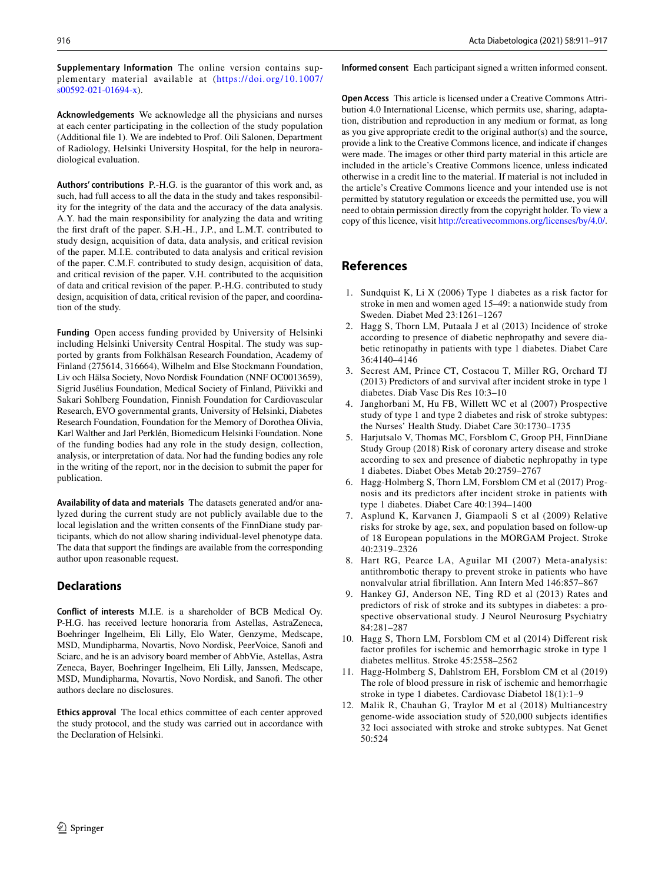**Supplementary Information** The online version contains supplementary material available at (https://doi.org/10.1007/s00592-021-01694-x).

**Acknowledgements** We acknowledge all the physicians and nurses at each center participating in the collection of the study population (Additional file 1). We are indebted to Prof. Oili Salonen, Department of Radiology, Helsinki University Hospital, for the help in neuroradiological evaluation.

**Authors' contributions** P.-H.G. is the guarantor of this work and, as such, had full access to all the data in the study and takes responsibility for the integrity of the data and the accuracy of the data analysis. A.Y. had the main responsibility for analyzing the data and writing the first draft of the paper. S.H.-H., J.P., and L.M.T. contributed to study design, acquisition of data, data analysis, and critical revision of the paper. M.I.E. contributed to data analysis and critical revision of the paper. C.M.F. contributed to study design, acquisition of data, and critical revision of the paper. V.H. contributed to the acquisition of data and critical revision of the paper. P.-H.G. contributed to study design, acquisition of data, critical revision of the paper, and coordination of the study.

**Funding** Open access funding provided by University of Helsinki including Helsinki University Central Hospital. The study was supported by grants from Folkhälsan Research Foundation, Academy of Finland (275614, 316664), Wilhelm and Else Stockmann Foundation, Liv och Hälsa Society, Novo Nordisk Foundation (NNF OC0013659), Sigrid Jusélius Foundation, Medical Society of Finland, Päivikki and Sakari Sohlberg Foundation, Finnish Foundation for Cardiovascular Research, EVO governmental grants, University of Helsinki, Diabetes Research Foundation, Foundation for the Memory of Dorothea Olivia, Karl Walther and Jarl Perklén, Biomedicum Helsinki Foundation. None of the funding bodies had any role in the study design, collection, analysis, or interpretation of data. Nor had the funding bodies any role in the writing of the report, nor in the decision to submit the paper for publication.

**Availability of data and materials** The datasets generated and/or analyzed during the current study are not publicly available due to the local legislation and the written consents of the FinnDiane study participants, which do not allow sharing individual-level phenotype data. The data that support the findings are available from the corresponding author upon reasonable request.

## Declarations

**Conflict of interests** M.I.E. is a shareholder of BCB Medical Oy. P-H.G. has received lecture honoraria from Astellas, AstraZeneca, Boehringer Ingelheim, Eli Lilly, Elo Water, Genzyme, Medscape, MSD, Mundipharma, Novartis, Novo Nordisk, PeerVoice, Sanofi and Sciarc, and he is an advisory board member of AbbVie, Astellas, Astra Zeneca, Bayer, Boehringer Ingelheim, Eli Lilly, Janssen, Medscape, MSD, Mundipharma, Novartis, Novo Nordisk, and Sanofi. The other authors declare no disclosures.

**Ethics approval** The local ethics committee of each center approved the study protocol, and the study was carried out in accordance with the Declaration of Helsinki.

**Informed consent** Each participant signed a written informed consent.

**Open Access** This article is licensed under a Creative Commons Attribution 4.0 International License, which permits use, sharing, adaptation, distribution and reproduction in any medium or format, as long as you give appropriate credit to the original author(s) and the source, provide a link to the Creative Commons licence, and indicate if changes were made. The images or other third party material in this article are included in the article's Creative Commons licence, unless indicated otherwise in a credit line to the material. If material is not included in the article's Creative Commons licence and your intended use is not permitted by statutory regulation or exceeds the permitted use, you will need to obtain permission directly from the copyright holder. To view a copy of this licence, visit http://creativecommons.org/licenses/by/4.0/.

## References

1. Sundquist K, Li X (2006) Type 1 diabetes as a risk factor for stroke in men and women aged 15–49: a nationwide study from Sweden. Diabet Med 23:1261–1267
2. Hagg S, Thorn LM, Putaala J et al (2013) Incidence of stroke according to presence of diabetic nephropathy and severe diabetic retinopathy in patients with type 1 diabetes. Diabet Care 36:4140–4146
3. Secrest AM, Prince CT, Costacou T, Miller RG, Orchard TJ (2013) Predictors of and survival after incident stroke in type 1 diabetes. Diab Vasc Dis Res 10:3–10
4. Janghorbani M, Hu FB, Willett WC et al (2007) Prospective study of type 1 and type 2 diabetes and risk of stroke subtypes: the Nurses' Health Study. Diabet Care 30:1730–1735
5. Harjutsalo V, Thomas MC, Forsblom C, Groop PH, FinnDiane Study Group (2018) Risk of coronary artery disease and stroke according to sex and presence of diabetic nephropathy in type 1 diabetes. Diabet Obes Metab 20:2759–2767
6. Hagg-Holmberg S, Thorn LM, Forsblom CM et al (2017) Prognosis and its predictors after incident stroke in patients with type 1 diabetes. Diabet Care 40:1394–1400
7. Asplund K, Karvanen J, Giampaoli S et al (2009) Relative risks for stroke by age, sex, and population based on follow-up of 18 European populations in the MORGAM Project. Stroke 40:2319–2326
8. Hart RG, Pearce LA, Aguilar MI (2007) Meta-analysis: antithrombotic therapy to prevent stroke in patients who have nonvalvular atrial fibrillation. Ann Intern Med 146:857–867
9. Hankey GJ, Anderson NE, Ting RD et al (2013) Rates and predictors of risk of stroke and its subtypes in diabetes: a prospective observational study. J Neurol Neurosurg Psychiatry 84:281–287
10. Hagg S, Thorn LM, Forsblom CM et al (2014) Different risk factor profiles for ischemic and hemorrhagic stroke in type 1 diabetes mellitus. Stroke 45:2558–2562
11. Hagg-Holmberg S, Dahlstrom EH, Forsblom CM et al (2019) The role of blood pressure in risk of ischemic and hemorrhagic stroke in type 1 diabetes. Cardiovasc Diabetol 18(1):1–9
12. Malik R, Chauhan G, Traylor M et al (2018) Multiancestry genome-wide association study of 520,000 subjects identifies 32 loci associated with stroke and stroke subtypes. Nat Genet 50:524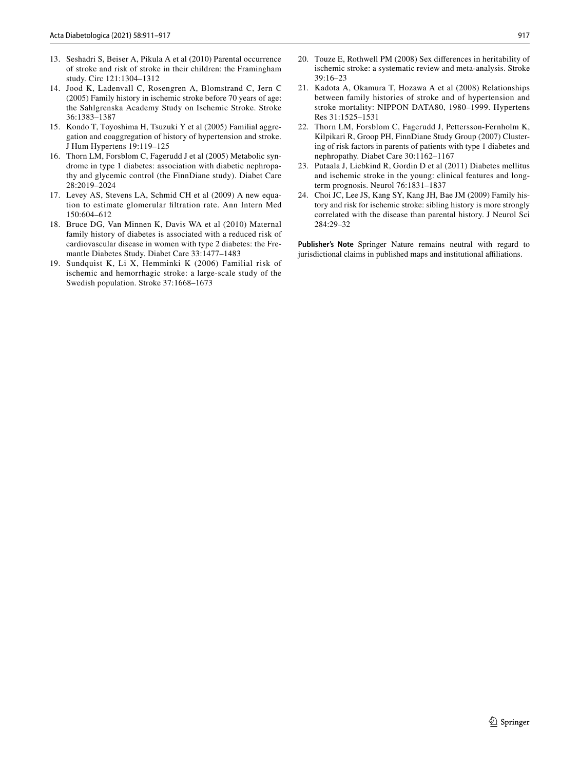13. Seshadri S, Beiser A, Pikula A et al (2010) Parental occurrence of stroke and risk of stroke in their children: the Framingham study. Circ 121:1304–1312
14. Jood K, Ladenvall C, Rosengren A, Blomstrand C, Jern C (2005) Family history in ischemic stroke before 70 years of age: the Sahlgrenska Academy Study on Ischemic Stroke. Stroke 36:1383–1387
15. Kondo T, Toyoshima H, Tsuzuki Y et al (2005) Familial aggregation and coaggregation of history of hypertension and stroke. J Hum Hypertens 19:119–125
16. Thorn LM, Forsblom C, Fagerudd J et al (2005) Metabolic syndrome in type 1 diabetes: association with diabetic nephropathy and glycemic control (the FinnDiane study). Diabet Care 28:2019–2024
17. Levey AS, Stevens LA, Schmid CH et al (2009) A new equation to estimate glomerular filtration rate. Ann Intern Med 150:604–612
18. Bruce DG, Van Minnen K, Davis WA et al (2010) Maternal family history of diabetes is associated with a reduced risk of cardiovascular disease in women with type 2 diabetes: the Fremantle Diabetes Study. Diabet Care 33:1477–1483
19. Sundquist K, Li X, Hemminki K (2006) Familial risk of ischemic and hemorrhagic stroke: a large-scale study of the Swedish population. Stroke 37:1668–1673
20. Touze E, Rothwell PM (2008) Sex differences in heritability of ischemic stroke: a systematic review and meta-analysis. Stroke 39:16–23
21. Kadota A, Okamura T, Hozawa A et al (2008) Relationships between family histories of stroke and of hypertension and stroke mortality: NIPPON DATA80, 1980–1999. Hypertens Res 31:1525–1531
22. Thorn LM, Forsblom C, Fagerudd J, Pettersson-Fernholm K, Kilpikari R, Groop PH, FinnDiane Study Group (2007) Clustering of risk factors in parents of patients with type 1 diabetes and nephropathy. Diabet Care 30:1162–1167
23. Putaala J, Liebkind R, Gordin D et al (2011) Diabetes mellitus and ischemic stroke in the young: clinical features and long-term prognosis. Neurol 76:1831–1837
24. Choi JC, Lee JS, Kang SY, Kang JH, Bae JM (2009) Family history and risk for ischemic stroke: sibling history is more strongly correlated with the disease than parental history. J Neurol Sci 284:29–32

**Publisher's Note** Springer Nature remains neutral with regard to jurisdictional claims in published maps and institutional affiliations.